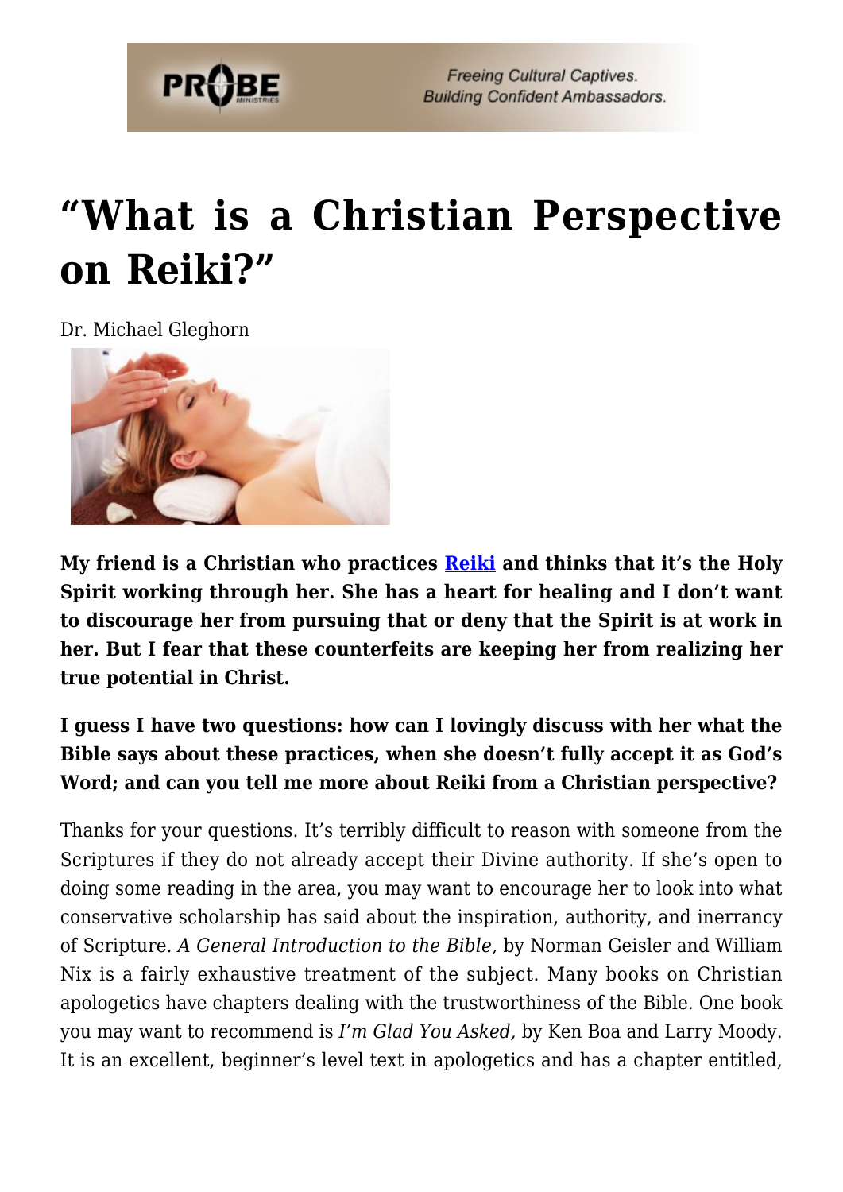# "What is a Christian Perspective on Reiki?"

Dr. Michael Gleghorn

**My friend is a Christian who practices Reiki and thinks that it's the Holy Spirit working through her. She has a heart for healing and I don't want to discourage her from pursuing that or deny that the Spirit is at work in her. But I fear that these counterfeits are keeping her from realizing her true potential in Christ.**

**I guess I have two questions: how can I lovingly discuss with her what the Bible says about these practices, when she doesn't fully accept it as God's Word; and can you tell me more about Reiki from a Christian perspective?**

Thanks for your questions. It's terribly difficult to reason with someone from the Scriptures if they do not already accept their Divine authority. If she's open to doing some reading in the area, you may want to encourage her to look into what conservative scholarship has said about the inspiration, authority, and inerrancy of Scripture. *A General Introduction to the Bible,* by Norman Geisler and William Nix is a fairly exhaustive treatment of the subject. Many books on Christian apologetics have chapters dealing with the trustworthiness of the Bible. One book you may want to recommend is *I'm Glad You Asked,* by Ken Boa and Larry Moody. It is an excellent, beginner's level text in apologetics and has a chapter entitled,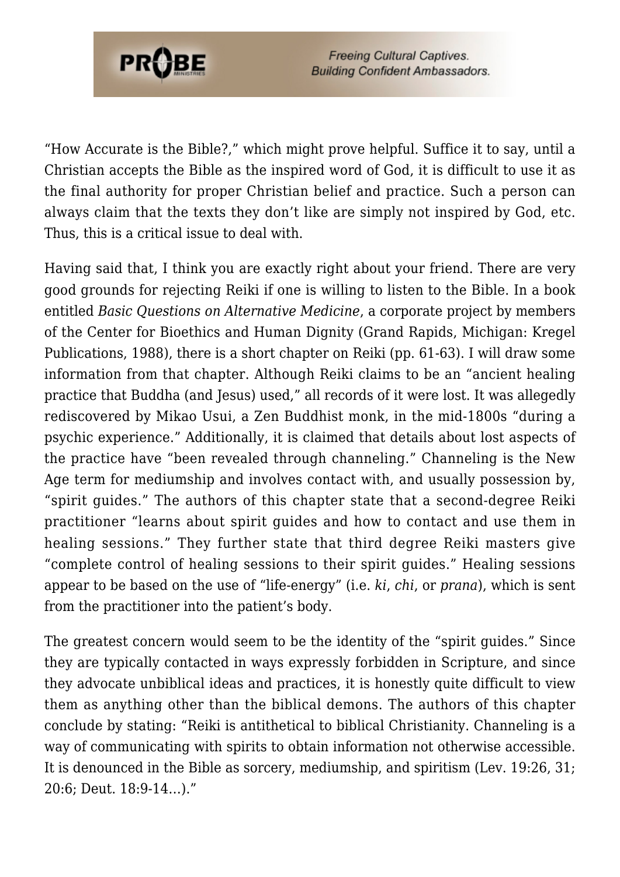"How Accurate is the Bible?," which might prove helpful. Suffice it to say, until a Christian accepts the Bible as the inspired word of God, it is difficult to use it as the final authority for proper Christian belief and practice. Such a person can always claim that the texts they don't like are simply not inspired by God, etc. Thus, this is a critical issue to deal with.

Having said that, I think you are exactly right about your friend. There are very good grounds for rejecting Reiki if one is willing to listen to the Bible. In a book entitled *Basic Questions on Alternative Medicine*, a corporate project by members of the Center for Bioethics and Human Dignity (Grand Rapids, Michigan: Kregel Publications, 1988), there is a short chapter on Reiki (pp. 61-63). I will draw some information from that chapter. Although Reiki claims to be an "ancient healing practice that Buddha (and Jesus) used," all records of it were lost. It was allegedly rediscovered by Mikao Usui, a Zen Buddhist monk, in the mid-1800s "during a psychic experience." Additionally, it is claimed that details about lost aspects of the practice have "been revealed through channeling." Channeling is the New Age term for mediumship and involves contact with, and usually possession by, "spirit guides." The authors of this chapter state that a second-degree Reiki practitioner "learns about spirit guides and how to contact and use them in healing sessions." They further state that third degree Reiki masters give "complete control of healing sessions to their spirit guides." Healing sessions appear to be based on the use of "life-energy" (i.e. *ki*, *chi*, or *prana*), which is sent from the practitioner into the patient's body.

The greatest concern would seem to be the identity of the "spirit guides." Since they are typically contacted in ways expressly forbidden in Scripture, and since they advocate unbiblical ideas and practices, it is honestly quite difficult to view them as anything other than the biblical demons. The authors of this chapter conclude by stating: "Reiki is antithetical to biblical Christianity. Channeling is a way of communicating with spirits to obtain information not otherwise accessible. It is denounced in the Bible as sorcery, mediumship, and spiritism (Lev. 19:26, 31; 20:6; Deut. 18:9-14…)."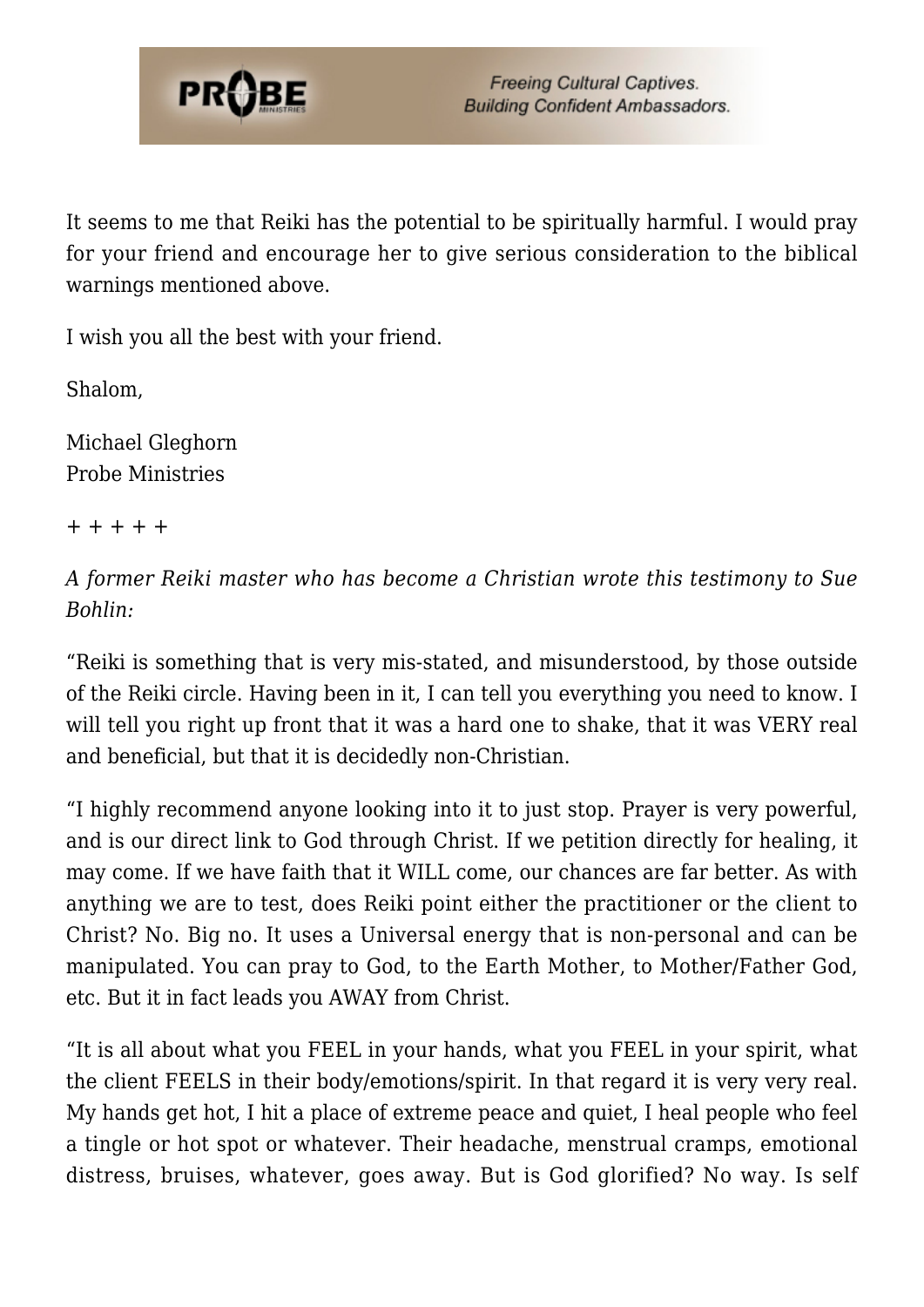It seems to me that Reiki has the potential to be spiritually harmful. I would pray for your friend and encourage her to give serious consideration to the biblical warnings mentioned above.

I wish you all the best with your friend.

Shalom,

Michael Gleghorn
Probe Ministries

\+ + + + +

*A former Reiki master who has become a Christian wrote this testimony to Sue Bohlin:*

"Reiki is something that is very mis-stated, and misunderstood, by those outside of the Reiki circle. Having been in it, I can tell you everything you need to know. I will tell you right up front that it was a hard one to shake, that it was VERY real and beneficial, but that it is decidedly non-Christian.

"I highly recommend anyone looking into it to just stop. Prayer is very powerful, and is our direct link to God through Christ. If we petition directly for healing, it may come. If we have faith that it WILL come, our chances are far better. As with anything we are to test, does Reiki point either the practitioner or the client to Christ? No. Big no. It uses a Universal energy that is non-personal and can be manipulated. You can pray to God, to the Earth Mother, to Mother/Father God, etc. But it in fact leads you AWAY from Christ.

"It is all about what you FEEL in your hands, what you FEEL in your spirit, what the client FEELS in their body/emotions/spirit. In that regard it is very very real. My hands get hot, I hit a place of extreme peace and quiet, I heal people who feel a tingle or hot spot or whatever. Their headache, menstrual cramps, emotional distress, bruises, whatever, goes away. But is God glorified? No way. Is self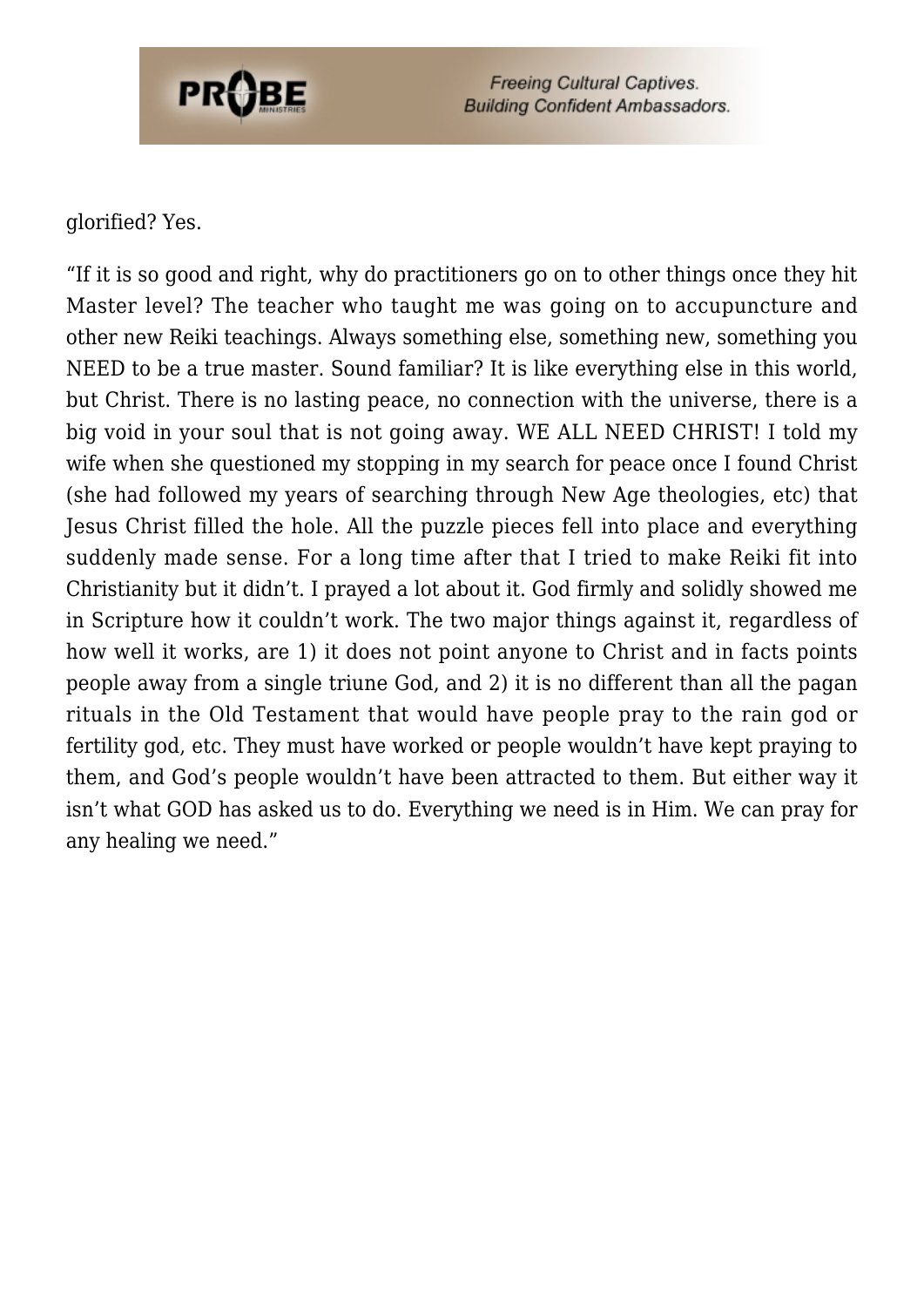glorified? Yes.

"If it is so good and right, why do practitioners go on to other things once they hit Master level? The teacher who taught me was going on to accupuncture and other new Reiki teachings. Always something else, something new, something you NEED to be a true master. Sound familiar? It is like everything else in this world, but Christ. There is no lasting peace, no connection with the universe, there is a big void in your soul that is not going away. WE ALL NEED CHRIST! I told my wife when she questioned my stopping in my search for peace once I found Christ (she had followed my years of searching through New Age theologies, etc) that Jesus Christ filled the hole. All the puzzle pieces fell into place and everything suddenly made sense. For a long time after that I tried to make Reiki fit into Christianity but it didn't. I prayed a lot about it. God firmly and solidly showed me in Scripture how it couldn't work. The two major things against it, regardless of how well it works, are 1) it does not point anyone to Christ and in facts points people away from a single triune God, and 2) it is no different than all the pagan rituals in the Old Testament that would have people pray to the rain god or fertility god, etc. They must have worked or people wouldn't have kept praying to them, and God's people wouldn't have been attracted to them. But either way it isn't what GOD has asked us to do. Everything we need is in Him. We can pray for any healing we need."